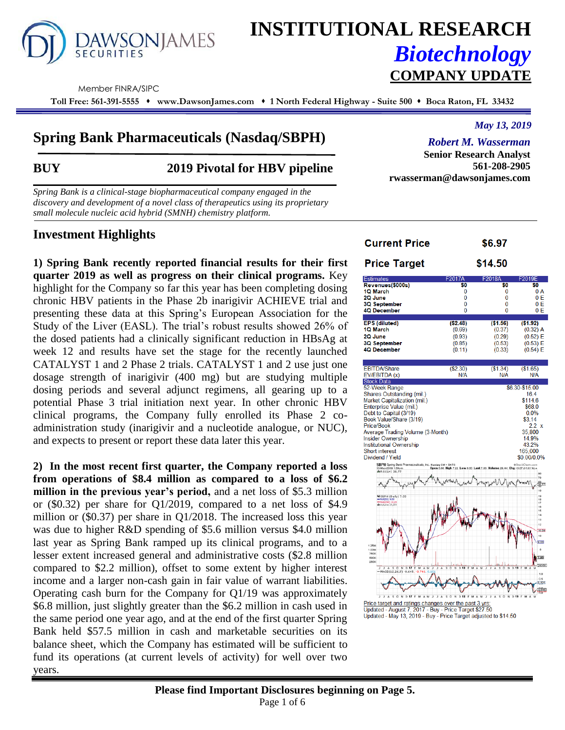# INSTITUTIONAL RESEARCH

## *Biotechnology*

## COMPANY UPDATE

DAWSON JAMES SECURITIES

Member FINRA/SIPC

**Toll Free: 561-391-5555 ♦ www.DawsonJames.com ♦ 1 North Federal Highway - Suite 500 ♦ Boca Raton, FL 33432**

*May 13, 2019*

## Spring Bank Pharmaceuticals (Nasdaq/SBPH)

**BUY** — **2019 Pivotal for HBV pipeline**

***Robert M. Wasserman***
**Senior Research Analyst**
**561-208-2905**
**rwasserman@dawsonjames.com**

*Spring Bank is a clinical-stage biopharmaceutical company engaged in the discovery and development of a novel class of therapeutics using its proprietary small molecule nucleic acid hybrid (SMNH) chemistry platform.*

## Investment Highlights

**1) Spring Bank recently reported financial results for their first quarter 2019 as well as progress on their clinical programs.** Key highlight for the Company so far this year has been completing dosing chronic HBV patients in the Phase 2b inarigivir ACHIEVE trial and presenting these data at this Spring's European Association for the Study of the Liver (EASL). The trial's robust results showed 26% of the dosed patients had a clinically significant reduction in HBsAg at week 12 and results have set the stage for the recently launched CATALYST 1 and 2 Phase 2 trials. CATALYST 1 and 2 use just one dosage strength of inarigivir (400 mg) but are studying multiple dosing periods and several adjunct regimens, all gearing up to a potential Phase 3 trial initiation next year. In other chronic HBV clinical programs, the Company fully enrolled its Phase 2 co-administration study (inarigivir and a nucleotide analogue, or NUC), and expects to present or report these data later this year.

**2) In the most recent first quarter, the Company reported a loss from operations of \$8.4 million as compared to a loss of \$6.2 million in the previous year's period,** and a net loss of \$5.3 million or (\$0.32) per share for Q1/2019, compared to a net loss of \$4.9 million or (\$0.37) per share in Q1/2018. The increased loss this year was due to higher R&D spending of \$5.6 million versus \$4.0 million last year as Spring Bank ramped up its clinical programs, and to a lesser extent increased general and administrative costs (\$2.8 million compared to \$2.2 million), offset to some extent by higher interest income and a larger non-cash gain in fair value of warrant liabilities. Operating cash burn for the Company for Q1/19 was approximately \$6.8 million, just slightly greater than the \$6.2 million in cash used in the same period one year ago, and at the end of the first quarter Spring Bank held \$57.5 million in cash and marketable securities on its balance sheet, which the Company has estimated will be sufficient to fund its operations (at current levels of activity) for well over two years.

| | |
|---|---|
| **Current Price** | **\$6.97** |
| **Price Target** | **\$14.50** |

| Estimates | F2017A | F2018A | F2019E |
|---|---|---|---|
| **Revenues(\$000s)** | **\$0** | **\$0** | **\$0** |
| 1Q March | 0 | 0 | 0 A |
| 2Q June | 0 | 0 | 0 E |
| 3Q September | 0 | 0 | 0 E |
| 4Q December | 0 | 0 | 0 E |
| **EPS (diluted)** | **(\$2.48)** | **(\$1.56)** | **(\$1.92)** |
| 1Q March | (0.69) | (0.37) | (0.32) A |
| 2Q June | (0.93) | (0.29) | (0.52) E |
| 3Q September | (0.85) | (0.53) | (0.53) E |
| 4Q December | (0.11) | (0.33) | (0.54) E |
| EBITDA/Share | (\$2.30) | (\$1.34) | (\$1.65) |
| EV/EBITDA (x) | N/A | N/A | N/A |

| Stock Data | |
|---|---|
| 52-Week Range | \$6.30-\$15.00 |
| Shares Outstanding (mil.) | 16.4 |
| Market Capitalization (mil.) | \$114.6 |
| Enterprise Value (mil.) | \$68.0 |
| Debt to Capital (3/19) | 0.0% |
| Book Value/Share (3/19) | \$3.14 |
| Price/Book | 2.2 x |
| Average Trading Volume (3-Month) | 35,800 |
| Insider Ownership | 14.9% |
| Institutional Ownership | 43.2% |
| Short interest | 165,000 |
| Dividend / Yield | \$0.00/0.0% |

Price target and ratings changes over the past 3 yrs:
Updated - August 7, 2017 - Buy - Price Target \$27.50
Updated - May 13, 2019 - Buy - Price Target adjusted to \$14.50

**Please find Important Disclosures beginning on Page 5.**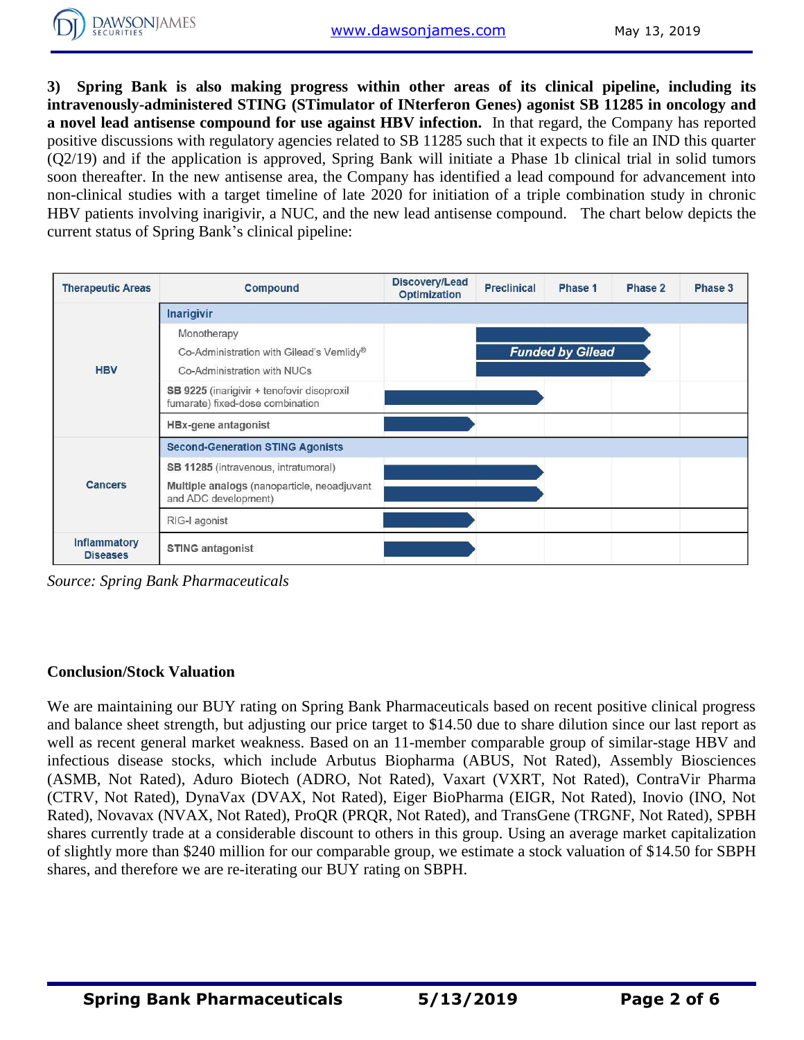**3) Spring Bank is also making progress within other areas of its clinical pipeline, including its intravenously-administered STING (STimulator of INterferon Genes) agonist SB 11285 in oncology and a novel lead antisense compound for use against HBV infection.** In that regard, the Company has reported positive discussions with regulatory agencies related to SB 11285 such that it expects to file an IND this quarter (Q2/19) and if the application is approved, Spring Bank will initiate a Phase 1b clinical trial in solid tumors soon thereafter. In the new antisense area, the Company has identified a lead compound for advancement into non-clinical studies with a target timeline of late 2020 for initiation of a triple combination study in chronic HBV patients involving inarigivir, a NUC, and the new lead antisense compound. The chart below depicts the current status of Spring Bank's clinical pipeline:

| Therapeutic Areas | Compound | Discovery/Lead Optimization | Preclinical | Phase 1 | Phase 2 | Phase 3 |
|---|---|---|---|---|---|---|
| HBV | **Inarigivir** | | | | | |
| | Monotherapy | | ■ | ■ | ■ | |
| | Co-Administration with Gilead's Vemlidy® | | ■ | Funded by Gilead | ■ | |
| | Co-Administration with NUCs | | ■ | ■ | ■ | |
| | **SB 9225** (inarigivir + tenofovir disoproxil fumarate) fixed-dose combination | ■ | ■ | | | |
| | **HBx-gene antagonist** | ■ | | | | |
| Cancers | **Second-Generation STING Agonists** | | | | | |
| | **SB 11285** (intravenous, intratumoral) | ■ | ■ | | | |
| | **Multiple analogs** (nanoparticle, neoadjuvant and ADC development) | ■ | ■ | | | |
| | RIG-I agonist | ■ | | | | |
| Inflammatory Diseases | STING antagonist | ■ | | | | |

*Source: Spring Bank Pharmaceuticals*

## Conclusion/Stock Valuation

We are maintaining our BUY rating on Spring Bank Pharmaceuticals based on recent positive clinical progress and balance sheet strength, but adjusting our price target to $14.50 due to share dilution since our last report as well as recent general market weakness. Based on an 11-member comparable group of similar-stage HBV and infectious disease stocks, which include Arbutus Biopharma (ABUS, Not Rated), Assembly Biosciences (ASMB, Not Rated), Aduro Biotech (ADRO, Not Rated), Vaxart (VXRT, Not Rated), ContraVir Pharma (CTRV, Not Rated), DynaVax (DVAX, Not Rated), Eiger BioPharma (EIGR, Not Rated), Inovio (INO, Not Rated), Novavax (NVAX, Not Rated), ProQR (PRQR, Not Rated), and TransGene (TRGNF, Not Rated), SPBH shares currently trade at a considerable discount to others in this group. Using an average market capitalization of slightly more than $240 million for our comparable group, we estimate a stock valuation of $14.50 for SBPH shares, and therefore we are re-iterating our BUY rating on SBPH.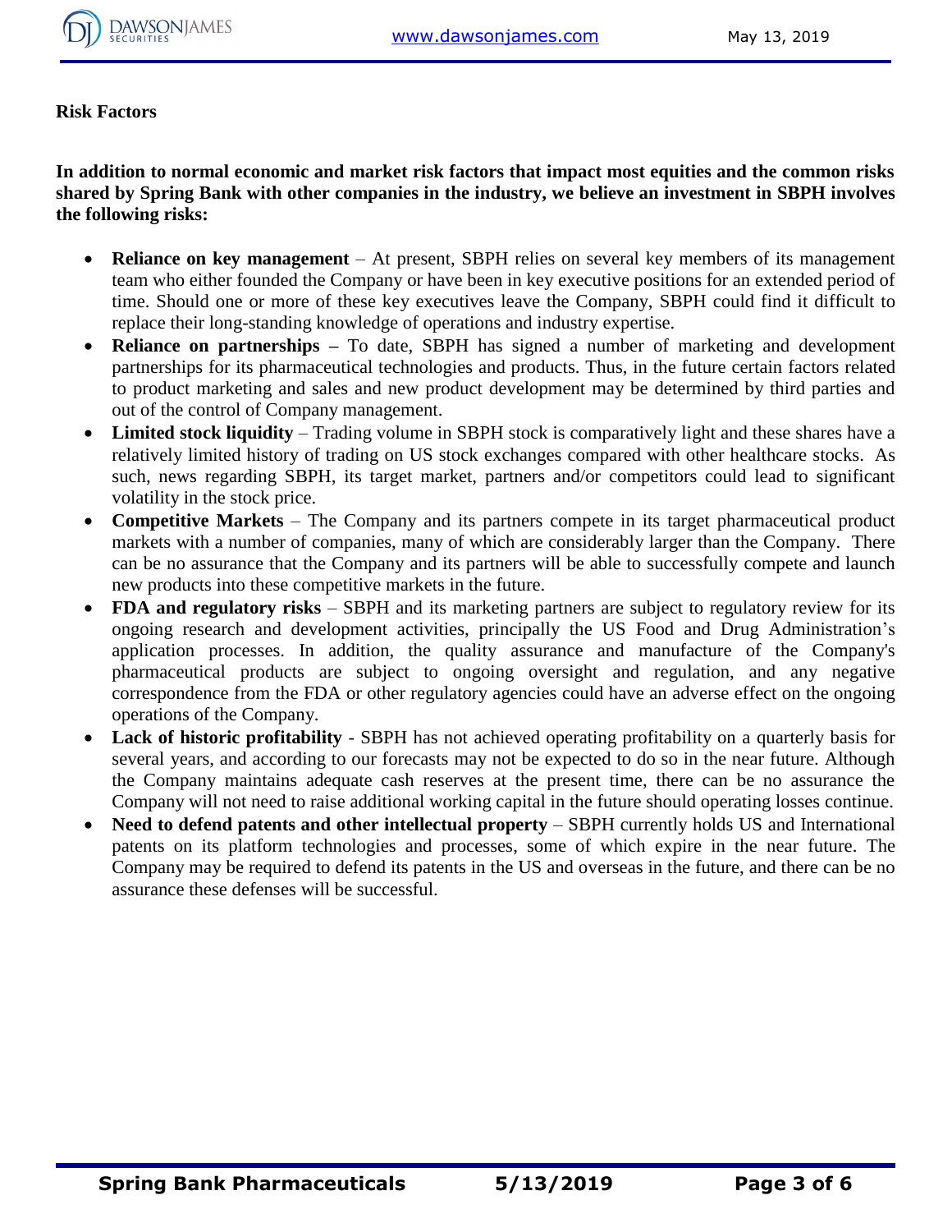## Risk Factors

**In addition to normal economic and market risk factors that impact most equities and the common risks shared by Spring Bank with other companies in the industry, we believe an investment in SBPH involves the following risks:**

- **Reliance on key management** – At present, SBPH relies on several key members of its management team who either founded the Company or have been in key executive positions for an extended period of time. Should one or more of these key executives leave the Company, SBPH could find it difficult to replace their long-standing knowledge of operations and industry expertise.
- **Reliance on partnerships –** To date, SBPH has signed a number of marketing and development partnerships for its pharmaceutical technologies and products. Thus, in the future certain factors related to product marketing and sales and new product development may be determined by third parties and out of the control of Company management.
- **Limited stock liquidity** – Trading volume in SBPH stock is comparatively light and these shares have a relatively limited history of trading on US stock exchanges compared with other healthcare stocks. As such, news regarding SBPH, its target market, partners and/or competitors could lead to significant volatility in the stock price.
- **Competitive Markets** – The Company and its partners compete in its target pharmaceutical product markets with a number of companies, many of which are considerably larger than the Company. There can be no assurance that the Company and its partners will be able to successfully compete and launch new products into these competitive markets in the future.
- **FDA and regulatory risks** – SBPH and its marketing partners are subject to regulatory review for its ongoing research and development activities, principally the US Food and Drug Administration's application processes. In addition, the quality assurance and manufacture of the Company's pharmaceutical products are subject to ongoing oversight and regulation, and any negative correspondence from the FDA or other regulatory agencies could have an adverse effect on the ongoing operations of the Company.
- **Lack of historic profitability** - SBPH has not achieved operating profitability on a quarterly basis for several years, and according to our forecasts may not be expected to do so in the near future. Although the Company maintains adequate cash reserves at the present time, there can be no assurance the Company will not need to raise additional working capital in the future should operating losses continue.
- **Need to defend patents and other intellectual property** – SBPH currently holds US and International patents on its platform technologies and processes, some of which expire in the near future. The Company may be required to defend its patents in the US and overseas in the future, and there can be no assurance these defenses will be successful.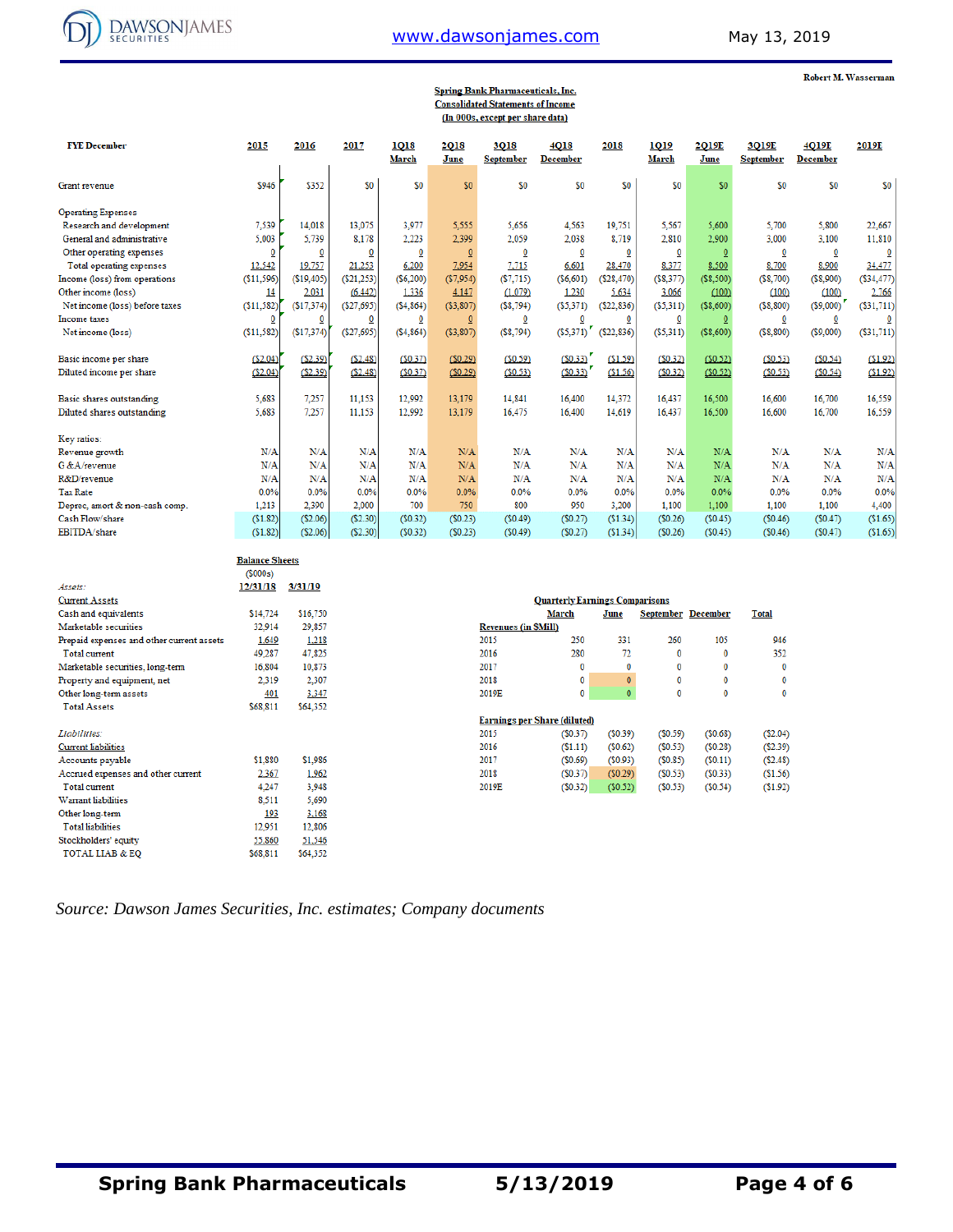Robert M. Wasserman

**Spring Bank Pharmaceuticals, Inc.**
**Consolidated Statements of Income**
**(In 000s, except per share data)**

| FYE December | 2015 | 2016 | 2017 | 1Q18 March | 2Q18 June | 3Q18 September | 4Q18 December | 2018 | 1Q19 March | 2Q19E June | 3Q19E September | 4Q19E December | 2019E |
|---|---|---|---|---|---|---|---|---|---|---|---|---|---|
| Grant revenue | $946 | $352 | $0 | $0 | $0 | $0 | $0 | $0 | $0 | $0 | $0 | $0 | $0 |
| Operating Expenses | | | | | | | | | | | | | |
| Research and development | 7,539 | 14,018 | 13,075 | 3,977 | 5,555 | 5,656 | 4,563 | 19,751 | 5,567 | 5,600 | 5,700 | 5,800 | 22,667 |
| General and administrative | 5,003 | 5,739 | 8,178 | 2,223 | 2,399 | 2,059 | 2,038 | 8,719 | 2,810 | 2,900 | 3,000 | 3,100 | 11,810 |
| Other operating expenses | 0 | 0 | 0 | 0 | 0 | 0 | 0 | 0 | 0 | 0 | 0 | 0 | 0 |
| Total operating expenses | 12,542 | 19,757 | 21,253 | 6,200 | 7,954 | 7,715 | 6,601 | 28,470 | 8,377 | 8,500 | 8,700 | 8,900 | 34,477 |
| Income (loss) from operations | ($11,596) | ($19,405) | ($21,253) | ($6,200) | ($7,954) | ($7,715) | ($6,601) | ($28,470) | ($8,377) | ($8,500) | ($8,700) | ($8,900) | ($34,477) |
| Other income (loss) | 14 | 2,031 | (6,442) | 1,336 | 4,147 | (1,079) | 1,230 | 5,634 | 3,066 | (100) | (100) | (100) | 2,766 |
| Net income (loss) before taxes | ($11,582) | ($17,374) | ($27,695) | ($4,864) | ($3,807) | ($8,794) | ($5,371) | ($22,836) | ($5,311) | ($8,600) | ($8,800) | ($9,000) | ($31,711) |
| Income taxes | 0 | 0 | 0 | 0 | 0 | 0 | 0 | 0 | 0 | 0 | 0 | 0 | 0 |
| Net income (loss) | ($11,582) | ($17,374) | ($27,695) | ($4,864) | ($3,807) | ($8,794) | ($5,371) | ($22,836) | ($5,311) | ($8,600) | ($8,800) | ($9,000) | ($31,711) |
| Basic income per share | ($2.04) | ($2.39) | ($2.48) | ($0.37) | ($0.29) | ($0.59) | ($0.33) | ($1.59) | ($0.32) | ($0.52) | ($0.53) | ($0.54) | ($1.92) |
| Diluted income per share | ($2.04) | ($2.39) | ($2.48) | ($0.37) | ($0.29) | ($0.53) | ($0.33) | ($1.56) | ($0.32) | ($0.52) | ($0.53) | ($0.54) | ($1.92) |
| Basic shares outstanding | 5,683 | 7,257 | 11,153 | 12,992 | 13,179 | 14,841 | 16,400 | 14,372 | 16,437 | 16,500 | 16,600 | 16,700 | 16,559 |
| Diluted shares outstanding | 5,683 | 7,257 | 11,153 | 12,992 | 13,179 | 16,475 | 16,400 | 14,619 | 16,437 | 16,500 | 16,600 | 16,700 | 16,559 |
| Key ratios: | | | | | | | | | | | | | |
| Revenue growth | N/A | N/A | N/A | N/A | N/A | N/A | N/A | N/A | N/A | N/A | N/A | N/A | N/A |
| G &A/revenue | N/A | N/A | N/A | N/A | N/A | N/A | N/A | N/A | N/A | N/A | N/A | N/A | N/A |
| R&D/revenue | N/A | N/A | N/A | N/A | N/A | N/A | N/A | N/A | N/A | N/A | N/A | N/A | N/A |
| Tax Rate | 0.0% | 0.0% | 0.0% | 0.0% | 0.0% | 0.0% | 0.0% | 0.0% | 0.0% | 0.0% | 0.0% | 0.0% | 0.0% |
| Deprec, amort & non-cash comp. | 1,213 | 2,390 | 2,000 | 700 | 750 | 800 | 950 | 3,200 | 1,100 | 1,100 | 1,100 | 1,100 | 4,400 |
| Cash Flow/share | ($1.82) | ($2.06) | ($2.30) | ($0.32) | ($0.23) | ($0.49) | ($0.27) | ($1.34) | ($0.26) | ($0.45) | ($0.46) | ($0.47) | ($1.65) |
| EBITDA/share | ($1.82) | ($2.06) | ($2.30) | ($0.32) | ($0.23) | ($0.49) | ($0.27) | ($1.34) | ($0.26) | ($0.45) | ($0.46) | ($0.47) | ($1.65) |

**Balance Sheets**
($000s)

| | 12/31/18 | 3/31/19 |
|---|---|---|
| *Assets:* | | |
| Current Assets | | |
| Cash and equivalents | $14,724 | $16,750 |
| Marketable securities | 32,914 | 29,857 |
| Prepaid expenses and other current assets | 1,649 | 1,218 |
| Total current | 49,287 | 47,825 |
| Marketable securities, long-term | 16,804 | 10,873 |
| Property and equipment, net | 2,319 | 2,307 |
| Other long-term assets | 401 | 3,347 |
| Total Assets | $68,811 | $64,352 |
| *Liabilities:* | | |
| Current liabilities | | |
| Accounts payable | $1,880 | $1,986 |
| Accrued expenses and other current | 2,367 | 1,962 |
| Total current | 4,247 | 3,948 |
| Warrant liabilities | 8,511 | 5,690 |
| Other long-term | 193 | 3,168 |
| Total liabilities | 12,951 | 12,806 |
| Stockholders' equity | 55,860 | 51,546 |
| TOTAL LIAB & EQ | $68,811 | $64,352 |

**Quarterly Earnings Comparisons**

| | March | June | September | December | Total |
|---|---|---|---|---|---|
| **Revenues (in $Mill)** | | | | | |
| 2015 | 250 | 331 | 260 | 105 | 946 |
| 2016 | 280 | 72 | 0 | 0 | 352 |
| 2017 | 0 | 0 | 0 | 0 | 0 |
| 2018 | 0 | 0 | 0 | 0 | 0 |
| 2019E | 0 | 0 | 0 | 0 | 0 |
| **Earnings per Share (diluted)** | | | | | |
| 2015 | ($0.37) | ($0.39) | ($0.59) | ($0.68) | ($2.04) |
| 2016 | ($1.11) | ($0.62) | ($0.53) | ($0.28) | ($2.39) |
| 2017 | ($0.69) | ($0.93) | ($0.85) | ($0.11) | ($2.48) |
| 2018 | ($0.37) | ($0.29) | ($0.53) | ($0.33) | ($1.56) |
| 2019E | ($0.32) | ($0.52) | ($0.53) | ($0.54) | ($1.92) |

*Source: Dawson James Securities, Inc. estimates; Company documents*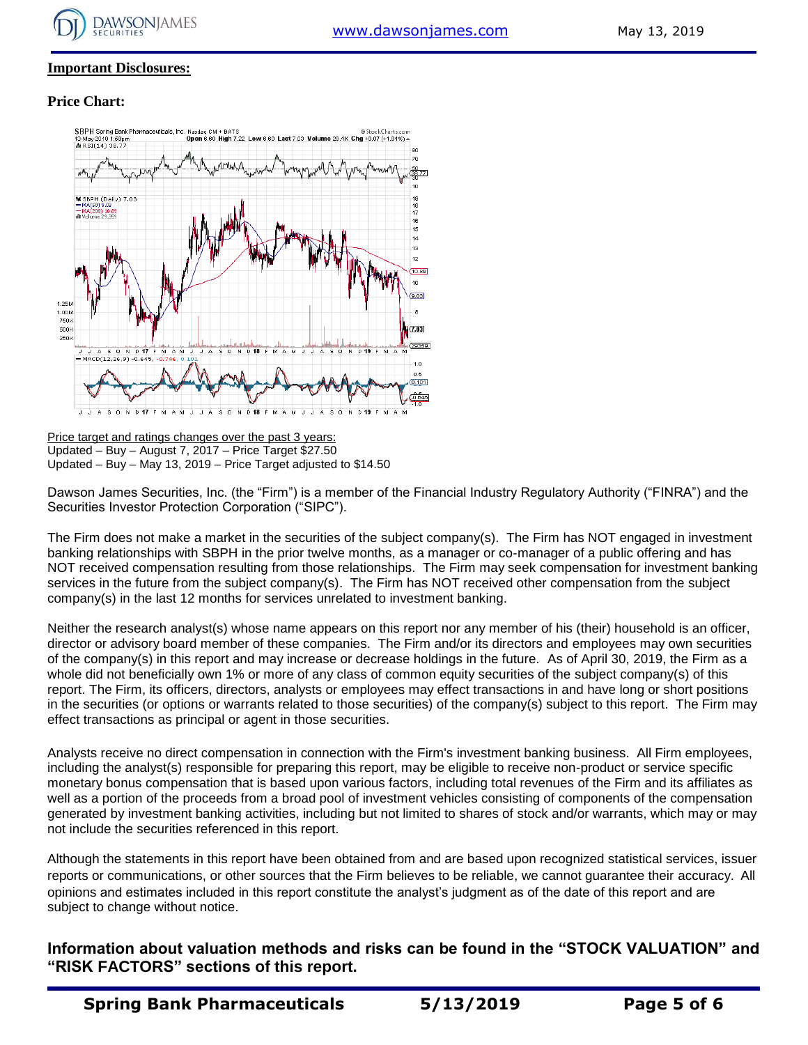**Important Disclosures:**

**Price Chart:**

Price target and ratings changes over the past 3 years:
Updated – Buy – August 7, 2017 – Price Target $27.50
Updated – Buy – May 13, 2019 – Price Target adjusted to $14.50

Dawson James Securities, Inc. (the "Firm") is a member of the Financial Industry Regulatory Authority ("FINRA") and the Securities Investor Protection Corporation ("SIPC").

The Firm does not make a market in the securities of the subject company(s). The Firm has NOT engaged in investment banking relationships with SBPH in the prior twelve months, as a manager or co-manager of a public offering and has NOT received compensation resulting from those relationships. The Firm may seek compensation for investment banking services in the future from the subject company(s). The Firm has NOT received other compensation from the subject company(s) in the last 12 months for services unrelated to investment banking.

Neither the research analyst(s) whose name appears on this report nor any member of his (their) household is an officer, director or advisory board member of these companies. The Firm and/or its directors and employees may own securities of the company(s) in this report and may increase or decrease holdings in the future. As of April 30, 2019, the Firm as a whole did not beneficially own 1% or more of any class of common equity securities of the subject company(s) of this report. The Firm, its officers, directors, analysts or employees may effect transactions in and have long or short positions in the securities (or options or warrants related to those securities) of the company(s) subject to this report. The Firm may effect transactions as principal or agent in those securities.

Analysts receive no direct compensation in connection with the Firm's investment banking business. All Firm employees, including the analyst(s) responsible for preparing this report, may be eligible to receive non-product or service specific monetary bonus compensation that is based upon various factors, including total revenues of the Firm and its affiliates as well as a portion of the proceeds from a broad pool of investment vehicles consisting of components of the compensation generated by investment banking activities, including but not limited to shares of stock and/or warrants, which may or may not include the securities referenced in this report.

Although the statements in this report have been obtained from and are based upon recognized statistical services, issuer reports or communications, or other sources that the Firm believes to be reliable, we cannot guarantee their accuracy. All opinions and estimates included in this report constitute the analyst's judgment as of the date of this report and are subject to change without notice.

**Information about valuation methods and risks can be found in the "STOCK VALUATION" and "RISK FACTORS" sections of this report.**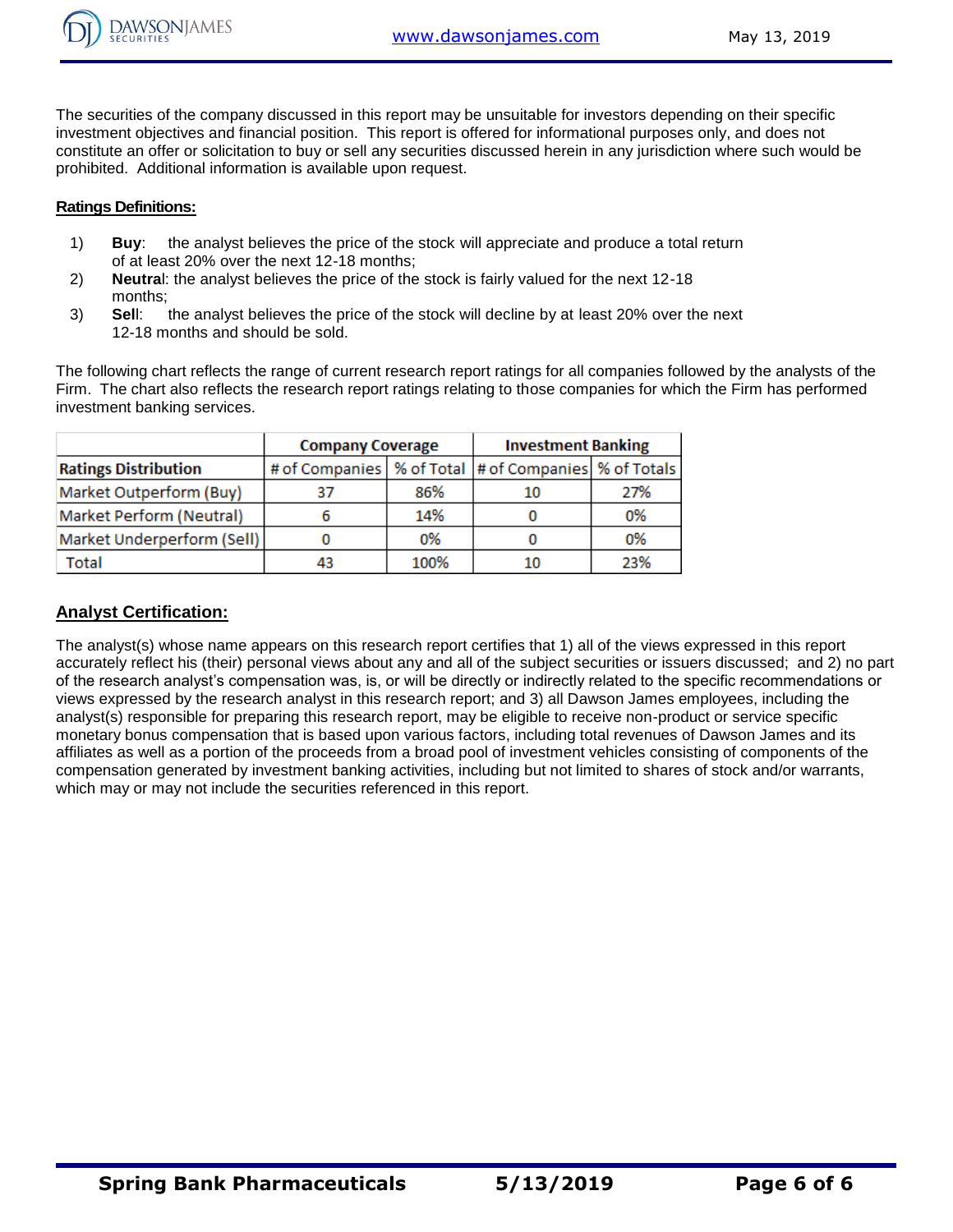The securities of the company discussed in this report may be unsuitable for investors depending on their specific investment objectives and financial position. This report is offered for informational purposes only, and does not constitute an offer or solicitation to buy or sell any securities discussed herein in any jurisdiction where such would be prohibited. Additional information is available upon request.

**Ratings Definitions:**

1) **Buy**: the analyst believes the price of the stock will appreciate and produce a total return of at least 20% over the next 12-18 months;
2) **Neutral**: the analyst believes the price of the stock is fairly valued for the next 12-18 months;
3) **Sell**: the analyst believes the price of the stock will decline by at least 20% over the next 12-18 months and should be sold.

The following chart reflects the range of current research report ratings for all companies followed by the analysts of the Firm. The chart also reflects the research report ratings relating to those companies for which the Firm has performed investment banking services.

| | Company Coverage | | Investment Banking | |
|---|---|---|---|---|
| **Ratings Distribution** | # of Companies | % of Total | # of Companies | % of Totals |
| Market Outperform (Buy) | 37 | 86% | 10 | 27% |
| Market Perform (Neutral) | 6 | 14% | 0 | 0% |
| Market Underperform (Sell) | 0 | 0% | 0 | 0% |
| Total | 43 | 100% | 10 | 23% |

## Analyst Certification:

The analyst(s) whose name appears on this research report certifies that 1) all of the views expressed in this report accurately reflect his (their) personal views about any and all of the subject securities or issuers discussed; and 2) no part of the research analyst's compensation was, is, or will be directly or indirectly related to the specific recommendations or views expressed by the research analyst in this research report; and 3) all Dawson James employees, including the analyst(s) responsible for preparing this research report, may be eligible to receive non-product or service specific monetary bonus compensation that is based upon various factors, including total revenues of Dawson James and its affiliates as well as a portion of the proceeds from a broad pool of investment vehicles consisting of components of the compensation generated by investment banking activities, including but not limited to shares of stock and/or warrants, which may or may not include the securities referenced in this report.